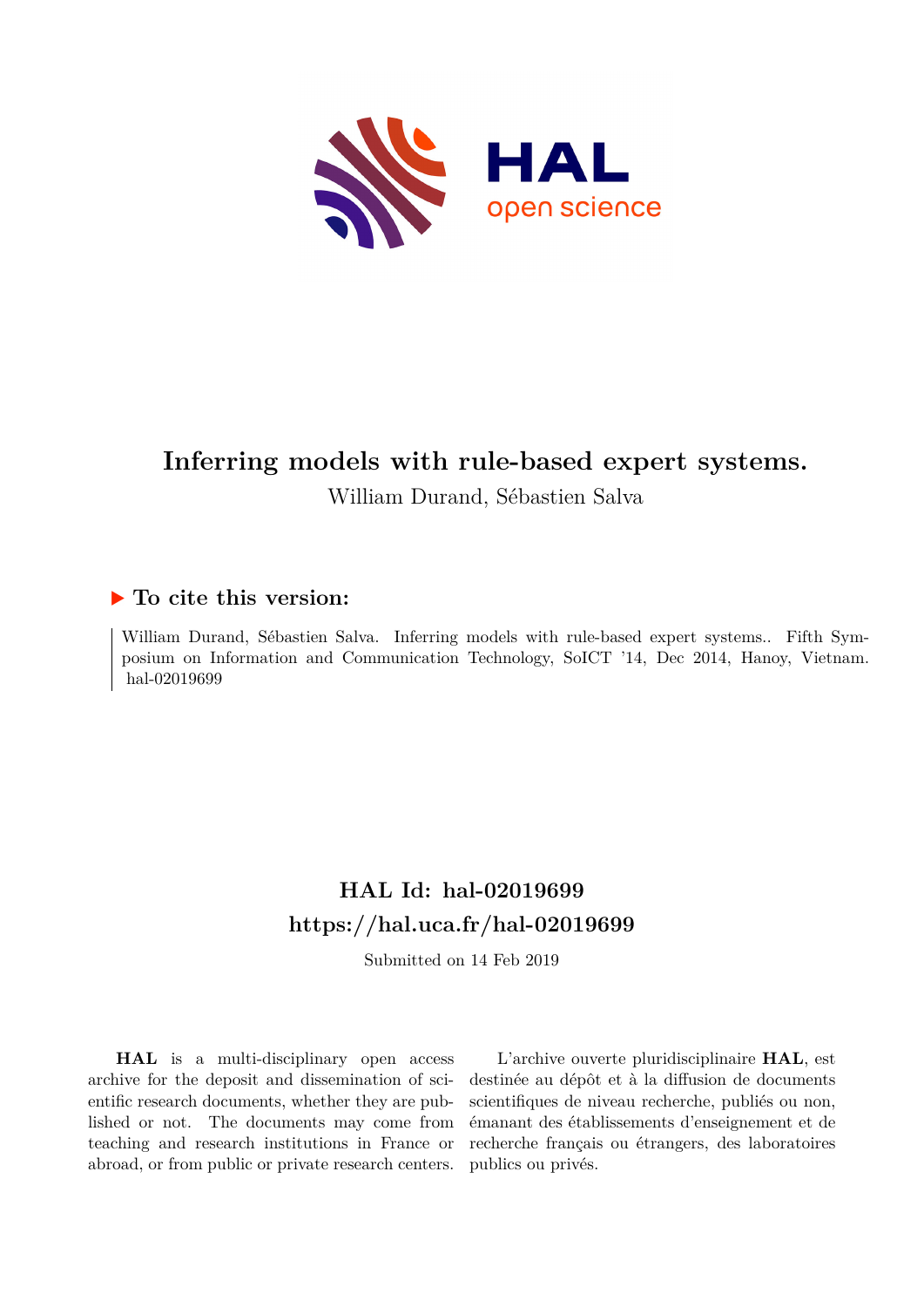# Inferring models with rule-based expert systems.

William Durand, Sébastien Salva

## ▶ To cite this version:

William Durand, Sébastien Salva. Inferring models with rule-based expert systems.. Fifth Symposium on Information and Communication Technology, SoICT '14, Dec 2014, Hanoy, Vietnam. hal-02019699

## HAL Id: hal-02019699
## https://hal.uca.fr/hal-02019699

Submitted on 14 Feb 2019

**HAL** is a multi-disciplinary open access archive for the deposit and dissemination of scientific research documents, whether they are published or not. The documents may come from teaching and research institutions in France or abroad, or from public or private research centers.

L'archive ouverte pluridisciplinaire **HAL**, est destinée au dépôt et à la diffusion de documents scientifiques de niveau recherche, publiés ou non, émanant des établissements d'enseignement et de recherche français ou étrangers, des laboratoires publics ou privés.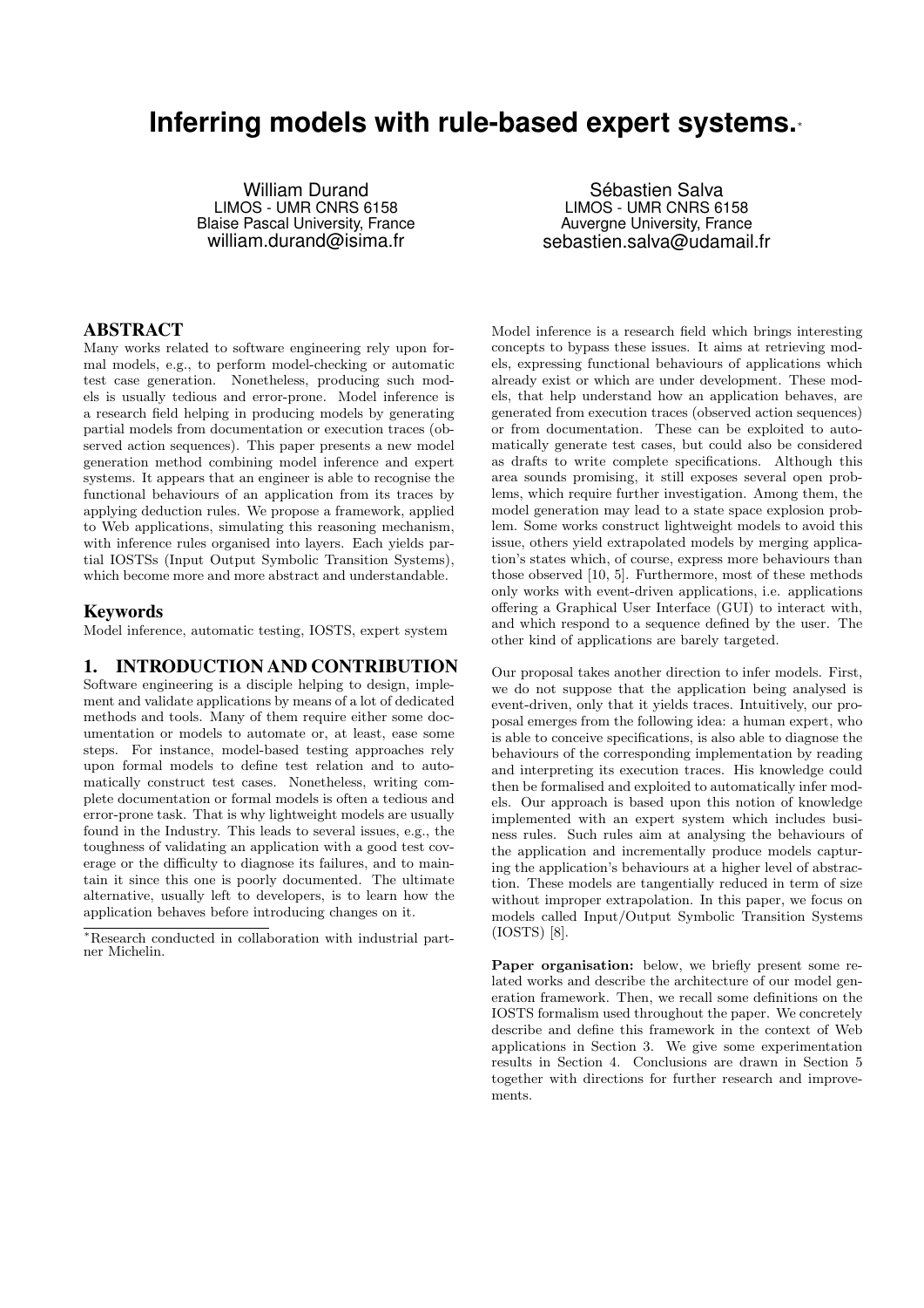# Inferring models with rule-based expert systems.*

William Durand
LIMOS - UMR CNRS 6158
Blaise Pascal University, France
william.durand@isima.fr

Sébastien Salva
LIMOS - UMR CNRS 6158
Auvergne University, France
sebastien.salva@udamail.fr

## ABSTRACT

Many works related to software engineering rely upon formal models, e.g., to perform model-checking or automatic test case generation. Nonetheless, producing such models is usually tedious and error-prone. Model inference is a research field helping in producing models by generating partial models from documentation or execution traces (observed action sequences). This paper presents a new model generation method combining model inference and expert systems. It appears that an engineer is able to recognise the functional behaviours of an application from its traces by applying deduction rules. We propose a framework, applied to Web applications, simulating this reasoning mechanism, with inference rules organised into layers. Each yields partial IOSTSs (Input Output Symbolic Transition Systems), which become more and more abstract and understandable.

## Keywords

Model inference, automatic testing, IOSTS, expert system

## 1. INTRODUCTION AND CONTRIBUTION

Software engineering is a disciple helping to design, implement and validate applications by means of a lot of dedicated methods and tools. Many of them require either some documentation or models to automate or, at least, ease some steps. For instance, model-based testing approaches rely upon formal models to define test relation and to automatically construct test cases. Nonetheless, writing complete documentation or formal models is often a tedious and error-prone task. That is why lightweight models are usually found in the Industry. This leads to several issues, e.g., the toughness of validating an application with a good test coverage or the difficulty to diagnose its failures, and to maintain it since this one is poorly documented. The ultimate alternative, usually left to developers, is to learn how the application behaves before introducing changes on it.

Model inference is a research field which brings interesting concepts to bypass these issues. It aims at retrieving models, expressing functional behaviours of applications which already exist or which are under development. These models, that help understand how an application behaves, are generated from execution traces (observed action sequences) or from documentation. These can be exploited to automatically generate test cases, but could also be considered as drafts to write complete specifications. Although this area sounds promising, it still exposes several open problems, which require further investigation. Among them, the model generation may lead to a state space explosion problem. Some works construct lightweight models to avoid this issue, others yield extrapolated models by merging application's states which, of course, express more behaviours than those observed [10, 5]. Furthermore, most of these methods only works with event-driven applications, i.e. applications offering a Graphical User Interface (GUI) to interact with, and which respond to a sequence defined by the user. The other kind of applications are barely targeted.

Our proposal takes another direction to infer models. First, we do not suppose that the application being analysed is event-driven, only that it yields traces. Intuitively, our proposal emerges from the following idea: a human expert, who is able to conceive specifications, is also able to diagnose the behaviours of the corresponding implementation by reading and interpreting its execution traces. His knowledge could then be formalised and exploited to automatically infer models. Our approach is based upon this notion of knowledge implemented with an expert system which includes business rules. Such rules aim at analysing the behaviours of the application and incrementally produce models capturing the application's behaviours at a higher level of abstraction. These models are tangentially reduced in term of size without improper extrapolation. In this paper, we focus on models called Input/Output Symbolic Transition Systems (IOSTS) [8].

**Paper organisation:** below, we briefly present some related works and describe the architecture of our model generation framework. Then, we recall some definitions on the IOSTS formalism used throughout the paper. We concretely describe and define this framework in the context of Web applications in Section 3. We give some experimentation results in Section 4. Conclusions are drawn in Section 5 together with directions for further research and improvements.

*Research conducted in collaboration with industrial partner Michelin.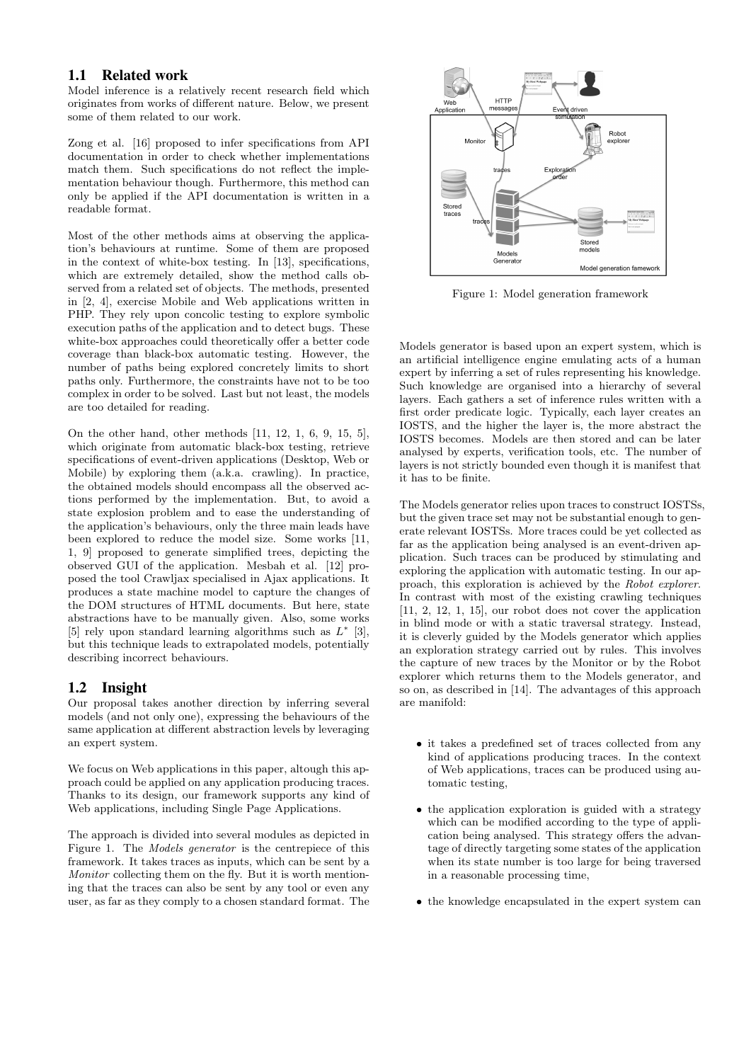## 1.1 Related work

Model inference is a relatively recent research field which originates from works of different nature. Below, we present some of them related to our work.

Zong et al. [16] proposed to infer specifications from API documentation in order to check whether implementations match them. Such specifications do not reflect the implementation behaviour though. Furthermore, this method can only be applied if the API documentation is written in a readable format.

Most of the other methods aims at observing the application's behaviours at runtime. Some of them are proposed in the context of white-box testing. In [13], specifications, which are extremely detailed, show the method calls observed from a related set of objects. The methods, presented in [2, 4], exercise Mobile and Web applications written in PHP. They rely upon concolic testing to explore symbolic execution paths of the application and to detect bugs. These white-box approaches could theoretically offer a better code coverage than black-box automatic testing. However, the number of paths being explored concretely limits to short paths only. Furthermore, the constraints have not to be too complex in order to be solved. Last but not least, the models are too detailed for reading.

On the other hand, other methods [11, 12, 1, 6, 9, 15, 5], which originate from automatic black-box testing, retrieve specifications of event-driven applications (Desktop, Web or Mobile) by exploring them (a.k.a. crawling). In practice, the obtained models should encompass all the observed actions performed by the implementation. But, to avoid a state explosion problem and to ease the understanding of the application's behaviours, only the three main leads have been explored to reduce the model size. Some works [11, 1, 9] proposed to generate simplified trees, depicting the observed GUI of the application. Mesbah et al. [12] proposed the tool Crawljax specialised in Ajax applications. It produces a state machine model to capture the changes of the DOM structures of HTML documents. But here, state abstractions have to be manually given. Also, some works [5] rely upon standard learning algorithms such as $L^*$ [3], but this technique leads to extrapolated models, potentially describing incorrect behaviours.

## 1.2 Insight

Our proposal takes another direction by inferring several models (and not only one), expressing the behaviours of the same application at different abstraction levels by leveraging an expert system.

We focus on Web applications in this paper, altough this approach could be applied on any application producing traces. Thanks to its design, our framework supports any kind of Web applications, including Single Page Applications.

The approach is divided into several modules as depicted in Figure 1. The *Models generator* is the centrepiece of this framework. It takes traces as inputs, which can be sent by a *Monitor* collecting them on the fly. But it is worth mentioning that the traces can also be sent by any tool or even any user, as far as they comply to a chosen standard format. The

Figure 1: Model generation framework

Models generator is based upon an expert system, which is an artificial intelligence engine emulating acts of a human expert by inferring a set of rules representing his knowledge. Such knowledge are organised into a hierarchy of several layers. Each gathers a set of inference rules written with a first order predicate logic. Typically, each layer creates an IOSTS, and the higher the layer is, the more abstract the IOSTS becomes. Models are then stored and can be later analysed by experts, verification tools, etc. The number of layers is not strictly bounded even though it is manifest that it has to be finite.

The Models generator relies upon traces to construct IOSTSs, but the given trace set may not be substantial enough to generate relevant IOSTSs. More traces could be yet collected as far as the application being analysed is an event-driven application. Such traces can be produced by stimulating and exploring the application with automatic testing. In our approach, this exploration is achieved by the *Robot explorer*. In contrast with most of the existing crawling techniques [11, 2, 12, 1, 15], our robot does not cover the application in blind mode or with a static traversal strategy. Instead, it is cleverly guided by the Models generator which applies an exploration strategy carried out by rules. This involves the capture of new traces by the Monitor or by the Robot explorer which returns them to the Models generator, and so on, as described in [14]. The advantages of this approach are manifold:

- it takes a predefined set of traces collected from any kind of applications producing traces. In the context of Web applications, traces can be produced using automatic testing,
- the application exploration is guided with a strategy which can be modified according to the type of application being analysed. This strategy offers the advantage of directly targeting some states of the application when its state number is too large for being traversed in a reasonable processing time,
- the knowledge encapsulated in the expert system can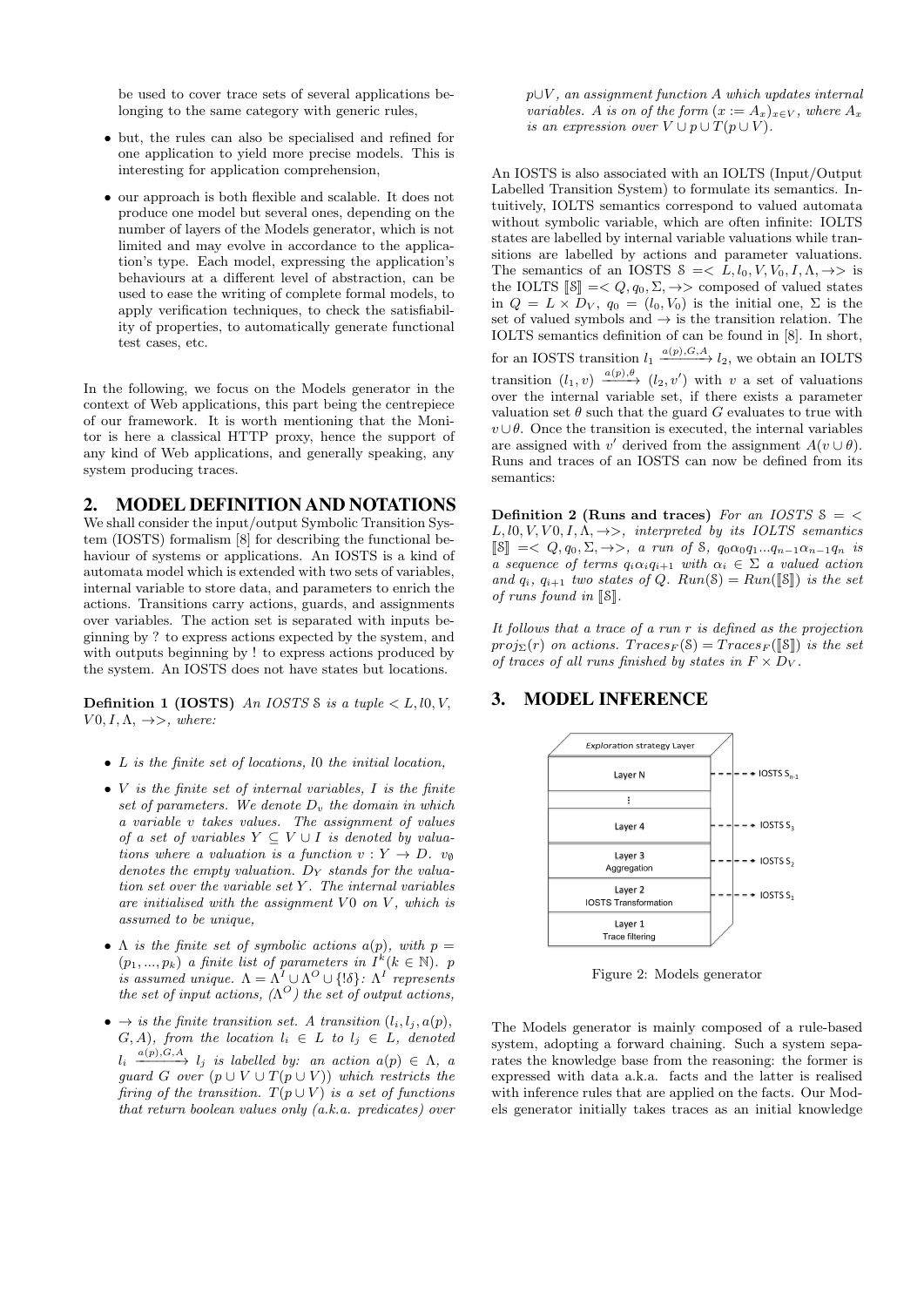be used to cover trace sets of several applications belonging to the same category with generic rules,

- but, the rules can also be specialised and refined for one application to yield more precise models. This is interesting for application comprehension,
- our approach is both flexible and scalable. It does not produce one model but several ones, depending on the number of layers of the Models generator, which is not limited and may evolve in accordance to the application's type. Each model, expressing the application's behaviours at a different level of abstraction, can be used to ease the writing of complete formal models, to apply verification techniques, to check the satisfiability of properties, to automatically generate functional test cases, etc.

In the following, we focus on the Models generator in the context of Web applications, this part being the centrepiece of our framework. It is worth mentioning that the Monitor is here a classical HTTP proxy, hence the support of any kind of Web applications, and generally speaking, any system producing traces.

## 2. MODEL DEFINITION AND NOTATIONS

We shall consider the input/output Symbolic Transition System (IOSTS) formalism [8] for describing the functional behaviour of systems or applications. An IOSTS is a kind of automata model which is extended with two sets of variables, internal variable to store data, and parameters to enrich the actions. Transitions carry actions, guards, and assignments over variables. The action set is separated with inputs beginning by ? to express actions expected by the system, and with outputs beginning by ! to express actions produced by the system. An IOSTS does not have states but locations.

**Definition 1 (IOSTS)** *An IOSTS $\mathcal{S}$ is a tuple $< L, l0, V, V0, I, \Lambda, \rightarrow>$, where:*

- *$L$ is the finite set of locations, $l0$ the initial location,*
- *$V$ is the finite set of internal variables, $I$ is the finite set of parameters. We denote $D_v$ the domain in which a variable $v$ takes values. The assignment of values of a set of variables $Y \subseteq V \cup I$ is denoted by valuations where a valuation is a function $v : Y \rightarrow D$. $v_\emptyset$ denotes the empty valuation. $D_Y$ stands for the valuation set over the variable set $Y$. The internal variables are initialised with the assignment $V0$ on $V$, which is assumed to be unique,*
- *$\Lambda$ is the finite set of symbolic actions $a(p)$, with $p = (p_1, ..., p_k)$ a finite list of parameters in $I^k (k \in \mathbb{N})$. $p$ is assumed unique. $\Lambda = \Lambda^I \cup \Lambda^O \cup \{!\delta\}$: $\Lambda^I$ represents the set of input actions, ($\Lambda^O$) the set of output actions,*
- *$\rightarrow$ is the finite transition set. A transition $(l_i, l_j, a(p), G, A)$, from the location $l_i \in L$ to $l_j \in L$, denoted $l_i \xrightarrow{a(p),G,A} l_j$ is labelled by: an action $a(p) \in \Lambda$, a guard $G$ over $(p \cup V \cup T(p \cup V))$ which restricts the firing of the transition. $T(p \cup V)$ is a set of functions that return boolean values only (a.k.a. predicates) over $p \cup V$, an assignment function $A$ which updates internal variables. $A$ is on of the form $(x := A_x)_{x \in V}$, where $A_x$ is an expression over $V \cup p \cup T(p \cup V)$.*

An IOSTS is also associated with an IOLTS (Input/Output Labelled Transition System) to formulate its semantics. Intuitively, IOLTS semantics correspond to valued automata without symbolic variable, which are often infinite: IOLTS states are labelled by internal variable valuations while transitions are labelled by actions and parameter valuations. The semantics of an IOSTS $\mathcal{S} =< L, l_0, V, V_0, I, \Lambda, \rightarrow>$ is the IOLTS $[\![\mathcal{S}]\!] =< Q, q_0, \Sigma, \rightarrow>$ composed of valued states in $Q = L \times D_V$, $q_0 = (l_0, V_0)$ is the initial one, $\Sigma$ is the set of valued symbols and $\rightarrow$ is the transition relation. The IOLTS semantics definition of can be found in [8]. In short, for an IOSTS transition $l_1 \xrightarrow{a(p),G,A} l_2$, we obtain an IOLTS transition $(l_1, v) \xrightarrow{a(p),\theta} (l_2, v')$ with $v$ a set of valuations over the internal variable set, if there exists a parameter valuation set $\theta$ such that the guard $G$ evaluates to true with $v \cup \theta$. Once the transition is executed, the internal variables are assigned with $v'$ derived from the assignment $A(v \cup \theta)$. Runs and traces of an IOSTS can now be defined from its semantics:

**Definition 2 (Runs and traces)** *For an IOSTS $\mathcal{S} = < L, l0, V, V0, I, \Lambda, \rightarrow>$, interpreted by its IOLTS semantics $[\![\mathcal{S}]\!] =< Q, q_0, \Sigma, \rightarrow>$, a run of $\mathcal{S}$, $q_0\alpha_0q_1...q_{n-1}\alpha_{n-1}q_n$ is a sequence of terms $q_i\alpha_iq_{i+1}$ with $\alpha_i \in \Sigma$ a valued action and $q_i$, $q_{i+1}$ two states of $Q$. $Run(\mathcal{S}) = Run([\![\mathcal{S}]\!])$ is the set of runs found in $[\![\mathcal{S}]\!]$.*

*It follows that a trace of a run $r$ is defined as the projection $proj_\Sigma(r)$ on actions. $Traces_F(\mathcal{S}) = Traces_F([\![\mathcal{S}]\!])$ is the set of traces of all runs finished by states in $F \times D_V$.*

## 3. MODEL INFERENCE

Exploration strategy Layer

Layer N → IOSTS $S_{n-1}$

⋮

Layer 4 → IOSTS $S_3$

Layer 3 Aggregation → IOSTS $S_2$

Layer 2 IOSTS Transformation → IOSTS $S_1$

Layer 1 Trace filtering

Figure 2: Models generator

The Models generator is mainly composed of a rule-based system, adopting a forward chaining. Such a system separates the knowledge base from the reasoning: the former is expressed with data a.k.a. facts and the latter is realised with inference rules that are applied on the facts. Our Models generator initially takes traces as an initial knowledge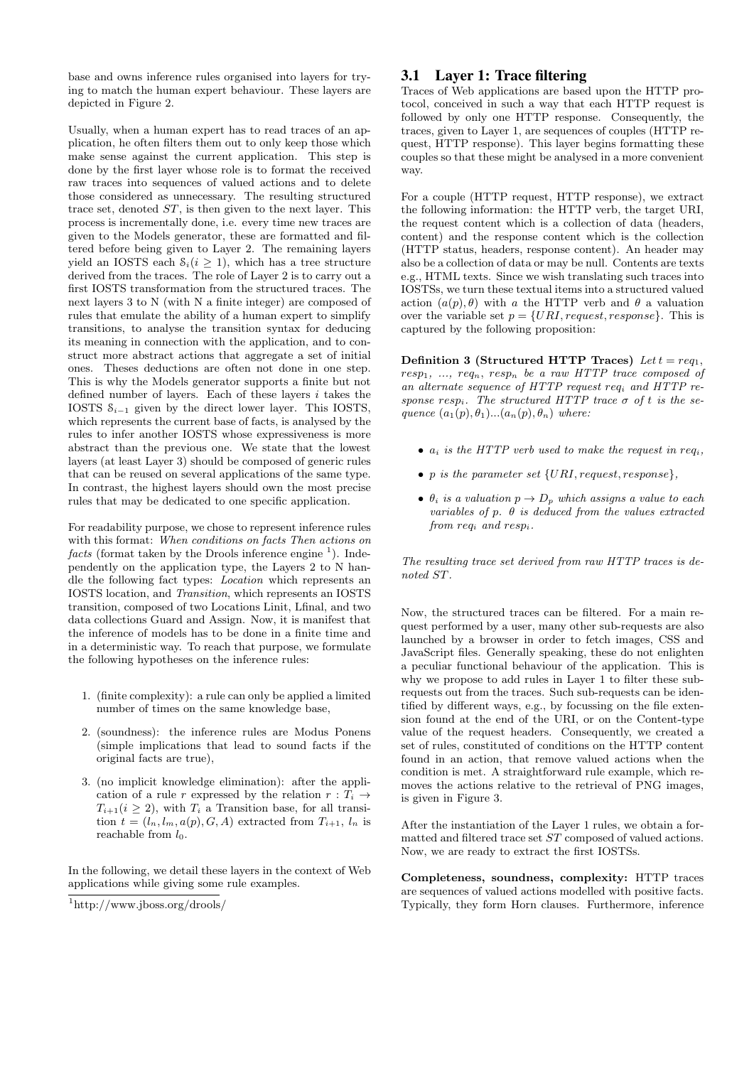base and owns inference rules organised into layers for trying to match the human expert behaviour. These layers are depicted in Figure 2.

Usually, when a human expert has to read traces of an application, he often filters them out to only keep those which make sense against the current application. This step is done by the first layer whose role is to format the received raw traces into sequences of valued actions and to delete those considered as unnecessary. The resulting structured trace set, denoted $ST$, is then given to the next layer. This process is incrementally done, i.e. every time new traces are given to the Models generator, these are formatted and filtered before being given to Layer 2. The remaining layers yield an IOSTS each $\mathcal{S}_i (i \geq 1)$, which has a tree structure derived from the traces. The role of Layer 2 is to carry out a first IOSTS transformation from the structured traces. The next layers 3 to N (with N a finite integer) are composed of rules that emulate the ability of a human expert to simplify transitions, to analyse the transition syntax for deducing its meaning in connection with the application, and to construct more abstract actions that aggregate a set of initial ones. Theses deductions are often not done in one step. This is why the Models generator supports a finite but not defined number of layers. Each of these layers $i$ takes the IOSTS $\mathcal{S}_{i-1}$ given by the direct lower layer. This IOSTS, which represents the current base of facts, is analysed by the rules to infer another IOSTS whose expressiveness is more abstract than the previous one. We state that the lowest layers (at least Layer 3) should be composed of generic rules that can be reused on several applications of the same type. In contrast, the highest layers should own the most precise rules that may be dedicated to one specific application.

For readability purpose, we chose to represent inference rules with this format: *When conditions on facts Then actions on facts* (format taken by the Drools inference engine [1]). Independently on the application type, the Layers 2 to N handle the following fact types: *Location* which represents an IOSTS location, and *Transition*, which represents an IOSTS transition, composed of two Locations Linit, Lfinal, and two data collections Guard and Assign. Now, it is manifest that the inference of models has to be done in a finite time and in a deterministic way. To reach that purpose, we formulate the following hypotheses on the inference rules:

1. (finite complexity): a rule can only be applied a limited number of times on the same knowledge base,
2. (soundness): the inference rules are Modus Ponens (simple implications that lead to sound facts if the original facts are true),
3. (no implicit knowledge elimination): after the application of a rule $r$ expressed by the relation $r : T_i \rightarrow T_{i+1} (i \geq 2)$, with $T_i$ a Transition base, for all transition $t = (l_n, l_m, a(p), G, A)$ extracted from $T_{i+1}$, $l_n$ is reachable from $l_0$.

In the following, we detail these layers in the context of Web applications while giving some rule examples.

[1] http://www.jboss.org/drools/

## 3.1 Layer 1: Trace filtering

Traces of Web applications are based upon the HTTP protocol, conceived in such a way that each HTTP request is followed by only one HTTP response. Consequently, the traces, given to Layer 1, are sequences of couples (HTTP request, HTTP response). This layer begins formatting these couples so that these might be analysed in a more convenient way.

For a couple (HTTP request, HTTP response), we extract the following information: the HTTP verb, the target URI, the request content which is a collection of data (headers, content) and the response content which is the collection (HTTP status, headers, response content). An header may also be a collection of data or may be null. Contents are texts e.g., HTML texts. Since we wish translating such traces into IOSTSs, we turn these textual items into a structured valued action $(a(p), \theta)$ with $a$ the HTTP verb and $\theta$ a valuation over the variable set $p = \{URI, request, response\}$. This is captured by the following proposition:

**Definition 3 (Structured HTTP Traces)** *Let $t = req_1$, $resp_1$, ..., $req_n$, $resp_n$ be a raw HTTP trace composed of an alternate sequence of HTTP request $req_i$ and HTTP response $resp_i$. The structured HTTP trace $\sigma$ of $t$ is the sequence $(a_1(p), \theta_1)...(a_n(p), \theta_n)$ where:*

- *$a_i$ is the HTTP verb used to make the request in $req_i$,*
- *$p$ is the parameter set $\{URI, request, response\}$,*
- *$\theta_i$ is a valuation $p \rightarrow D_p$ which assigns a value to each variables of $p$. $\theta$ is deduced from the values extracted from $req_i$ and $resp_i$.*

*The resulting trace set derived from raw HTTP traces is denoted $ST$.*

Now, the structured traces can be filtered. For a main request performed by a user, many other sub-requests are also launched by a browser in order to fetch images, CSS and JavaScript files. Generally speaking, these do not enlighten a peculiar functional behaviour of the application. This is why we propose to add rules in Layer 1 to filter these sub-requests out from the traces. Such sub-requests can be identified by different ways, e.g., by focussing on the file extension found at the end of the URI, or on the Content-type value of the request headers. Consequently, we created a set of rules, constituted of conditions on the HTTP content found in an action, that remove valued actions when the condition is met. A straightforward rule example, which removes the actions relative to the retrieval of PNG images, is given in Figure 3.

After the instantiation of the Layer 1 rules, we obtain a formatted and filtered trace set $ST$ composed of valued actions. Now, we are ready to extract the first IOSTSs.

**Completeness, soundness, complexity:** HTTP traces are sequences of valued actions modelled with positive facts. Typically, they form Horn clauses. Furthermore, inference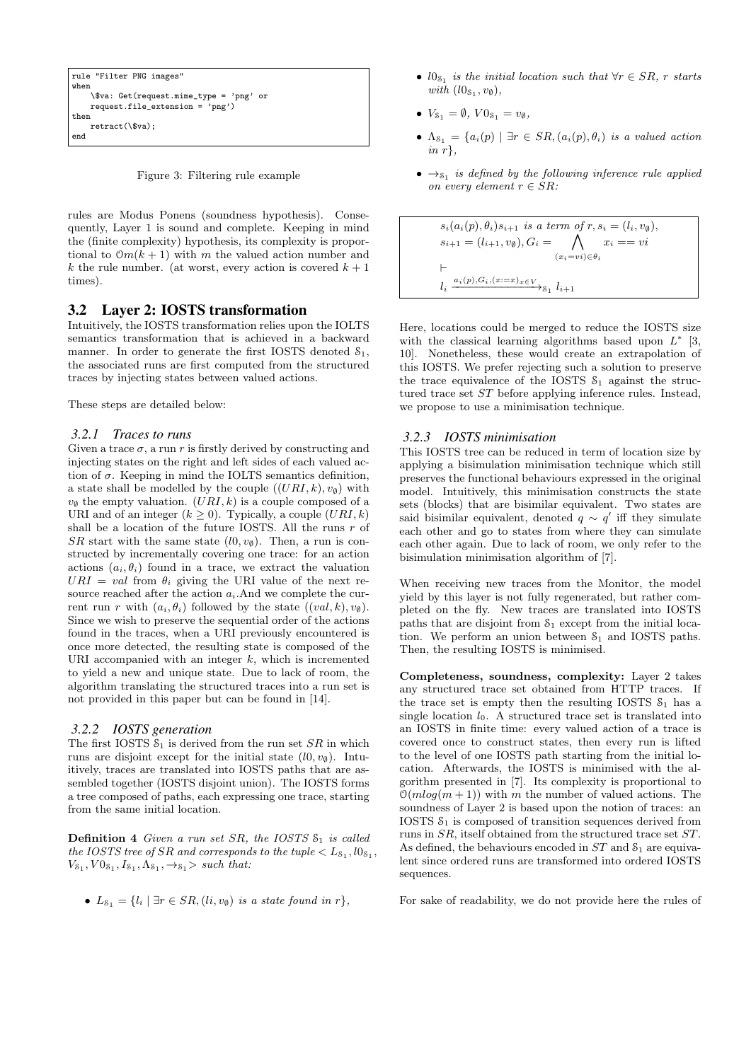```
rule "Filter PNG images"
when
    \$va: Get(request.mime_type = 'png' or
    request.file_extension = 'png')
then
    retract(\$va);
end
```

Figure 3: Filtering rule example

rules are Modus Ponens (soundness hypothesis). Consequently, Layer 1 is sound and complete. Keeping in mind the (finite complexity) hypothesis, its complexity is proportional to $\mathcal{O}m(k+1)$ with $m$ the valued action number and $k$ the rule number. (at worst, every action is covered $k+1$ times).

## 3.2 Layer 2: IOSTS transformation

Intuitively, the IOSTS transformation relies upon the IOLTS semantics transformation that is achieved in a backward manner. In order to generate the first IOSTS denoted $\mathcal{S}_1$, the associated runs are first computed from the structured traces by injecting states between valued actions.

These steps are detailed below:

### 3.2.1 Traces to runs

Given a trace $\sigma$, a run $r$ is firstly derived by constructing and injecting states on the right and left sides of each valued action of $\sigma$. Keeping in mind the IOLTS semantics definition, a state shall be modelled by the couple $((URI, k), v_\emptyset)$ with $v_\emptyset$ the empty valuation. $(URI, k)$ is a couple composed of a URI and of an integer ($k \geq 0$). Typically, a couple $(URI, k)$ shall be a location of the future IOSTS. All the runs $r$ of $SR$ start with the same state $(l0, v_\emptyset)$. Then, a run is constructed by incrementally covering one trace: for an action actions $(a_i, \theta_i)$ found in a trace, we extract the valuation $URI = val$ from $\theta_i$ giving the URI value of the next resource reached after the action $a_i$.And we complete the current run $r$ with $(a_i, \theta_i)$ followed by the state $((val, k), v_\emptyset)$. Since we wish to preserve the sequential order of the actions found in the traces, when a URI previously encountered is once more detected, the resulting state is composed of the URI accompanied with an integer $k$, which is incremented to yield a new and unique state. Due to lack of room, the algorithm translating the structured traces into a run set is not provided in this paper but can be found in [14].

### 3.2.2 IOSTS generation

The first IOSTS $\mathcal{S}_1$ is derived from the run set $SR$ in which runs are disjoint except for the initial state $(l0, v_\emptyset)$. Intuitively, traces are translated into IOSTS paths that are assembled together (IOSTS disjoint union). The IOSTS forms a tree composed of paths, each expressing one trace, starting from the same initial location.

**Definition 4** *Given a run set $SR$, the IOSTS $\mathcal{S}_1$ is called the IOSTS tree of $SR$ and corresponds to the tuple $< L_{\mathcal{S}_1}, l0_{\mathcal{S}_1}, V_{\mathcal{S}_1}, V0_{\mathcal{S}_1}, I_{\mathcal{S}_1}, \Lambda_{\mathcal{S}_1}, \rightarrow_{\mathcal{S}_1} >$ such that:*

- $L_{\mathcal{S}_1} = \{l_i \mid \exists r \in SR, (li, v_\emptyset)$ *is a state found in* $r\}$,
- $l0_{\mathcal{S}_1}$ *is the initial location such that* $\forall r \in SR$, $r$ *starts with* $(l0_{\mathcal{S}_1}, v_\emptyset)$,
- $V_{\mathcal{S}_1} = \emptyset$, $V0_{\mathcal{S}_1} = v_\emptyset$,
- $\Lambda_{\mathcal{S}_1} = \{a_i(p) \mid \exists r \in SR, (a_i(p), \theta_i)$ *is a valued action in* $r\}$,
- $\rightarrow_{\mathcal{S}_1}$ *is defined by the following inference rule applied on every element* $r \in SR$:

$$
\begin{array}{l}
s_i(a_i(p), \theta_i)s_{i+1} \textit{ is a term of } r, s_i = (l_i, v_\emptyset), \\
s_{i+1} = (l_{i+1}, v_\emptyset), G_i = \bigwedge_{(x_i = vi) \in \theta_i} x_i == vi \\
\vdash \\
l_i \xrightarrow{a_i(p), G_i, (x:=x)_{x \in V}}_{\mathcal{S}_1} l_{i+1}
\end{array}
$$

Here, locations could be merged to reduce the IOSTS size with the classical learning algorithms based upon $L^*$ [3, 10]. Nonetheless, these would create an extrapolation of this IOSTS. We prefer rejecting such a solution to preserve the trace equivalence of the IOSTS $\mathcal{S}_1$ against the structured trace set $ST$ before applying inference rules. Instead, we propose to use a minimisation technique.

### 3.2.3 IOSTS minimisation

This IOSTS tree can be reduced in term of location size by applying a bisimulation minimisation technique which still preserves the functional behaviours expressed in the original model. Intuitively, this minimisation constructs the state sets (blocks) that are bisimilar equivalent. Two states are said bisimilar equivalent, denoted $q \sim q'$ iff they simulate each other and go to states from where they can simulate each other again. Due to lack of room, we only refer to the bisimulation minimisation algorithm of [7].

When receiving new traces from the Monitor, the model yield by this layer is not fully regenerated, but rather completed on the fly. New traces are translated into IOSTS paths that are disjoint from $\mathcal{S}_1$ except from the initial location. We perform an union between $\mathcal{S}_1$ and IOSTS paths. Then, the resulting IOSTS is minimised.

**Completeness, soundness, complexity:** Layer 2 takes any structured trace set obtained from HTTP traces. If the trace set is empty then the resulting IOSTS $\mathcal{S}_1$ has a single location $l_0$. A structured trace set is translated into an IOSTS in finite time: every valued action of a trace is covered once to construct states, then every run is lifted to the level of one IOSTS path starting from the initial location. Afterwards, the IOSTS is minimised with the algorithm presented in [7]. Its complexity is proportional to $\mathcal{O}(mlog(m+1))$ with $m$ the number of valued actions. The soundness of Layer 2 is based upon the notion of traces: an IOSTS $\mathcal{S}_1$ is composed of transition sequences derived from runs in $SR$, itself obtained from the structured trace set $ST$. As defined, the behaviours encoded in $ST$ and $\mathcal{S}_1$ are equivalent since ordered runs are transformed into ordered IOSTS sequences.

For sake of readability, we do not provide here the rules of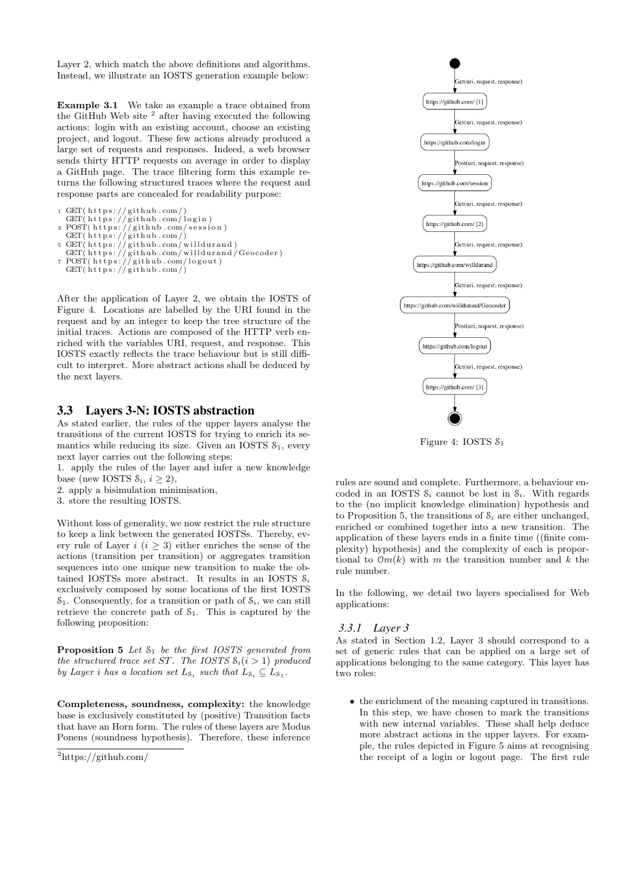Layer 2, which match the above definitions and algorithms. Instead, we illustrate an IOSTS generation example below:

**Example 3.1** We take as example a trace obtained from the GitHub Web site [2] after having executed the following actions: login with an existing account, choose an existing project, and logout. These few actions already produced a large set of requests and responses. Indeed, a web browser sends thirty HTTP requests on average in order to display a GitHub page. The trace filtering form this example returns the following structured traces where the request and response parts are concealed for readability purpose:

```
1 GET(https://github.com/)
  GET(https://github.com/login)
3 POST(https://github.com/session)
  GET(https://github.com/)
5 GET(https://github.com/willdurand)
  GET(https://github.com/willdurand/Geocoder)
7 POST(https://github.com/logout)
  GET(https://github.com/)
```

After the application of Layer 2, we obtain the IOSTS of Figure 4. Locations are labelled by the URI found in the request and by an integer to keep the tree structure of the initial traces. Actions are composed of the HTTP verb enriched with the variables URI, request, and response. This IOSTS exactly reflects the trace behaviour but is still difficult to interpret. More abstract actions shall be deduced by the next layers.

## 3.3 Layers 3-N: IOSTS abstraction

As stated earlier, the rules of the upper layers analyse the transitions of the current IOSTS for trying to enrich its semantics while reducing its size. Given an IOSTS $\mathcal{S}_1$, every next layer carries out the following steps:

1. apply the rules of the layer and infer a new knowledge base (new IOSTS $\mathcal{S}_i$, $i \geq 2$),
2. apply a bisimulation minimisation,
3. store the resulting IOSTS.

Without loss of generality, we now restrict the rule structure to keep a link between the generated IOSTSs. Thereby, every rule of Layer $i$ ($i \geq 3$) either enriches the sense of the actions (transition per transition) or aggregates transition sequences into one unique new transition to make the obtained IOSTSs more abstract. It results in an IOSTS $\mathcal{S}_i$ exclusively composed by some locations of the first IOSTS $\mathcal{S}_1$. Consequently, for a transition or path of $\mathcal{S}_i$, we can still retrieve the concrete path of $\mathcal{S}_1$. This is captured by the following proposition:

**Proposition 5** *Let $\mathcal{S}_1$ be the first IOSTS generated from the structured trace set $ST$. The IOSTS $\mathcal{S}_i (i > 1)$ produced by Layer $i$ has a location set $L_{\mathcal{S}_i}$ such that $L_{\mathcal{S}_i} \subseteq L_{\mathcal{S}_1}$.*

**Completeness, soundness, complexity:** the knowledge base is exclusively constituted by (positive) Transition facts that have an Horn form. The rules of these layers are Modus Ponens (soundness hypothesis). Therefore, these inference rules are sound and complete. Furthermore, a behaviour encoded in an IOSTS $\mathcal{S}_i$ cannot be lost in $\mathcal{S}_i$. With regards to the (no implicit knowledge elimination) hypothesis and to Proposition 5, the transitions of $\mathcal{S}_i$ are either unchanged, enriched or combined together into a new transition. The application of these layers ends in a finite time ((finite complexity) hypothesis) and the complexity of each is proportional to $\mathcal{O}m(k)$ with $m$ the transition number and $k$ the rule number.

[2]https://github.com/

Figure 4: IOSTS $\mathcal{S}_1$

In the following, we detail two layers specialised for Web applications:

### 3.3.1 Layer 3

As stated in Section 1.2, Layer 3 should correspond to a set of generic rules that can be applied on a large set of applications belonging to the same category. This layer has two roles:

- the enrichment of the meaning captured in transitions. In this step, we have chosen to mark the transitions with new internal variables. These shall help deduce more abstract actions in the upper layers. For example, the rules depicted in Figure 5 aims at recognising the receipt of a login or logout page. The first rule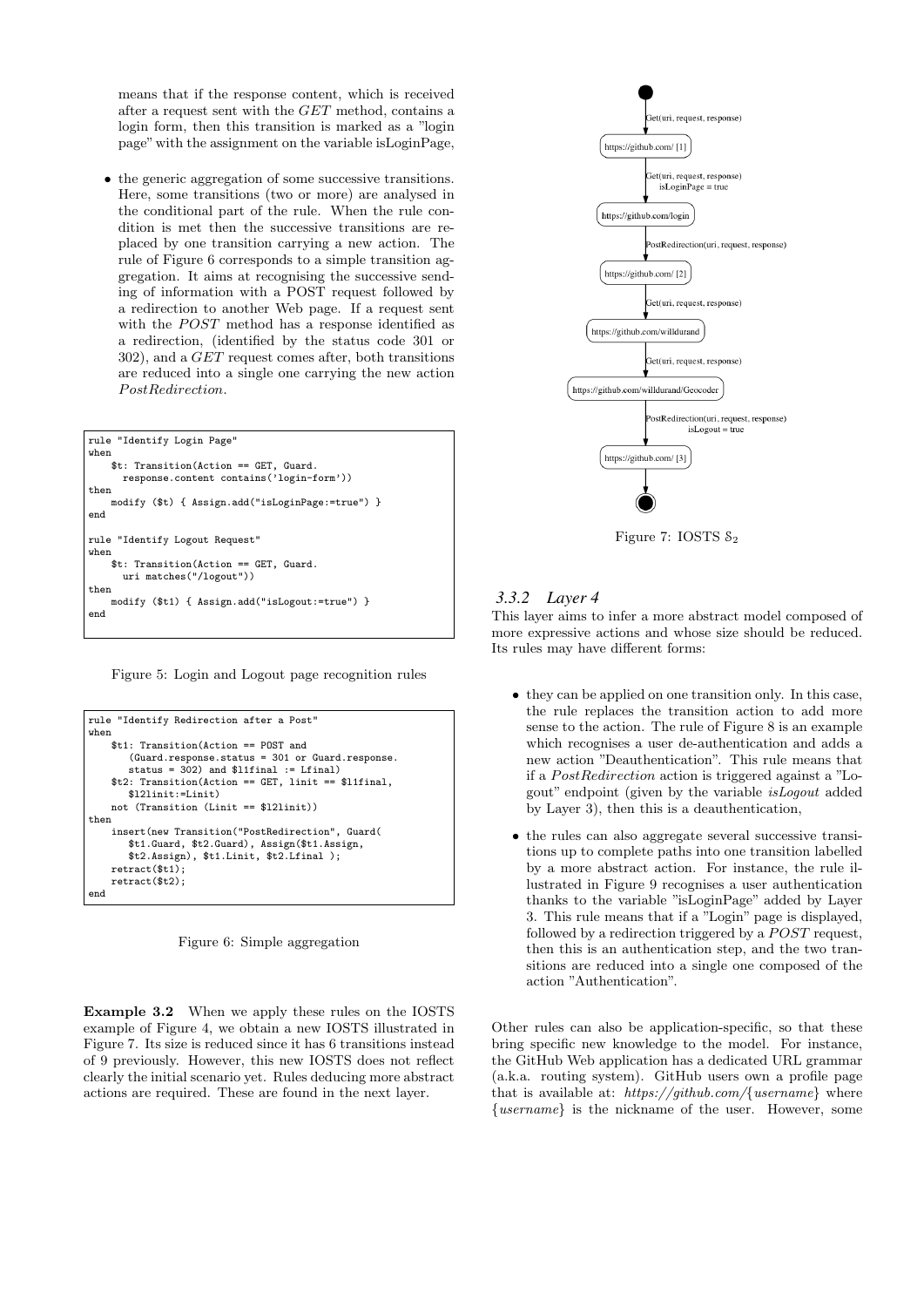means that if the response content, which is received after a request sent with the *GET* method, contains a login form, then this transition is marked as a "login page" with the assignment on the variable isLoginPage,

- the generic aggregation of some successive transitions. Here, some transitions (two or more) are analysed in the conditional part of the rule. When the rule condition is met then the successive transitions are replaced by one transition carrying a new action. The rule of Figure 6 corresponds to a simple transition aggregation. It aims at recognising the successive sending of information with a POST request followed by a redirection to another Web page. If a request sent with the *POST* method has a response identified as a redirection, (identified by the status code 301 or 302), and a *GET* request comes after, both transitions are reduced into a single one carrying the new action *PostRedirection*.

```
rule "Identify Login Page"
when
    $t: Transition(Action == GET, Guard.
      response.content contains('login-form'))
then
    modify ($t) { Assign.add("isLoginPage:=true") }
end

rule "Identify Logout Request"
when
    $t: Transition(Action == GET, Guard.
      uri matches("/logout"))
then
    modify ($t1) { Assign.add("isLogout:=true") }
end
```

Figure 5: Login and Logout page recognition rules

```
rule "Identify Redirection after a Post"
when
    $t1: Transition(Action == POST and
       (Guard.response.status = 301 or Guard.response.
       status = 302) and $l1final := Lfinal)
    $t2: Transition(Action == GET, linit == $l1final,
       $l2linit:=Linit)
    not (Transition (Linit == $l2linit))
then
    insert(new Transition("PostRedirection", Guard(
       $t1.Guard, $t2.Guard), Assign($t1.Assign,
       $t2.Assign), $t1.Linit, $t2.Lfinal );
    retract($t1);
    retract($t2);
end
```

Figure 6: Simple aggregation

**Example 3.2** When we apply these rules on the IOSTS example of Figure 4, we obtain a new IOSTS illustrated in Figure 7. Its size is reduced since it has 6 transitions instead of 9 previously. However, this new IOSTS does not reflect clearly the initial scenario yet. Rules deducing more abstract actions are required. These are found in the next layer.

Figure 7: IOSTS $\mathcal{S}_2$

### 3.3.2 Layer 4

This layer aims to infer a more abstract model composed of more expressive actions and whose size should be reduced. Its rules may have different forms:

- they can be applied on one transition only. In this case, the rule replaces the transition action to add more sense to the action. The rule of Figure 8 is an example which recognises a user de-authentication and adds a new action "Deauthentication". This rule means that if a *PostRedirection* action is triggered against a "Logout" endpoint (given by the variable *isLogout* added by Layer 3), then this is a deauthentication,
- the rules can also aggregate several successive transitions up to complete paths into one transition labelled by a more abstract action. For instance, the rule illustrated in Figure 9 recognises a user authentication thanks to the variable "isLoginPage" added by Layer 3. This rule means that if a "Login" page is displayed, followed by a redirection triggered by a *POST* request, then this is an authentication step, and the two transitions are reduced into a single one composed of the action "Authentication".

Other rules can also be application-specific, so that these bring specific new knowledge to the model. For instance, the GitHub Web application has a dedicated URL grammar (a.k.a. routing system). GitHub users own a profile page that is available at: *https://github.com/{username}* where *{username}* is the nickname of the user. However, some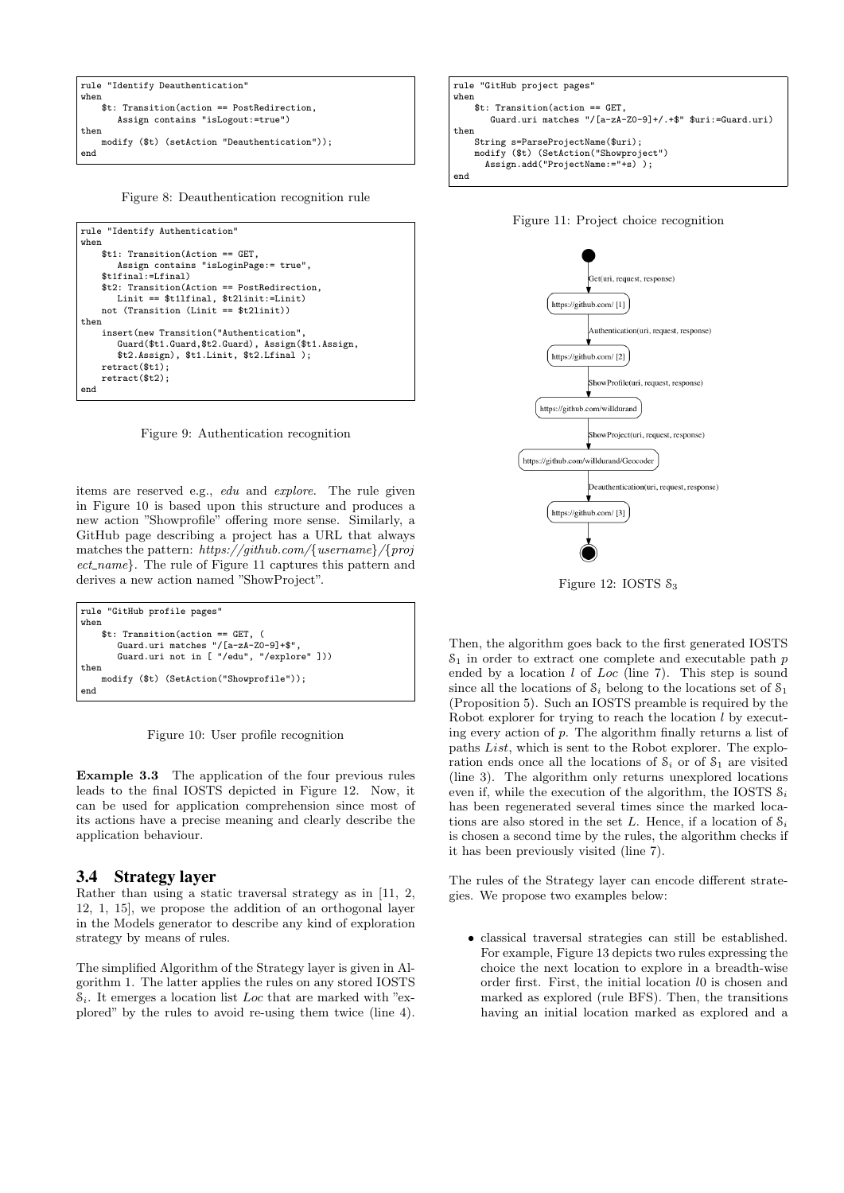```
rule "Identify Deauthentication"
when
    $t: Transition(action == PostRedirection,
        Assign contains "isLogout:=true")
then
    modify ($t) (setAction "Deauthentication"));
end
```

Figure 8: Deauthentication recognition rule

```
rule "Identify Authentication"
when
    $t1: Transition(Action == GET,
        Assign contains "isLoginPage:= true",
    $t1final:=Lfinal)
    $t2: Transition(Action == PostRedirection,
        Linit == $t1lfinal, $t2linit:=Linit)
    not (Transition (Linit == $t2linit))
then
    insert(new Transition("Authentication",
        Guard($t1.Guard,$t2.Guard), Assign($t1.Assign,
        $t2.Assign), $t1.Linit, $t2.Lfinal );
    retract($t1);
    retract($t2);
end
```

Figure 9: Authentication recognition

items are reserved e.g., *edu* and *explore*. The rule given in Figure 10 is based upon this structure and produces a new action "Showprofile" offering more sense. Similarly, a GitHub page describing a project has a URL that always matches the pattern: *https://github.com/{username}/{project_name}*. The rule of Figure 11 captures this pattern and derives a new action named "ShowProject".

```
rule "GitHub profile pages"
when
    $t: Transition(action == GET, (
        Guard.uri matches "/[a-zA-Z0-9]+$",
        Guard.uri not in [ "/edu", "/explore" ]))
then
    modify ($t) (SetAction("Showprofile"));
end
```

Figure 10: User profile recognition

**Example 3.3** The application of the four previous rules leads to the final IOSTS depicted in Figure 12. Now, it can be used for application comprehension since most of its actions have a precise meaning and clearly describe the application behaviour.

## 3.4 Strategy layer

Rather than using a static traversal strategy as in [11, 2, 12, 1, 15], we propose the addition of an orthogonal layer in the Models generator to describe any kind of exploration strategy by means of rules.

The simplified Algorithm of the Strategy layer is given in Algorithm 1. The latter applies the rules on any stored IOSTS $\mathcal{S}_i$. It emerges a location list *Loc* that are marked with "explored" by the rules to avoid re-using them twice (line 4).

```
rule "GitHub project pages"
when
    $t: Transition(action == GET,
       Guard.uri matches "/[a-zA-Z0-9]+/.+$" $uri:=Guard.uri)
then
    String s=ParseProjectName($uri);
    modify ($t) (SetAction("Showproject")
      Assign.add("ProjectName:="+s) );
end
```

Figure 11: Project choice recognition

Figure 12: IOSTS $\mathcal{S}_3$

Then, the algorithm goes back to the first generated IOSTS $\mathcal{S}_1$ in order to extract one complete and executable path $p$ ended by a location $l$ of *Loc* (line 7). This step is sound since all the locations of $\mathcal{S}_i$ belong to the locations set of $\mathcal{S}_1$ (Proposition 5). Such an IOSTS preamble is required by the Robot explorer for trying to reach the location $l$ by executing every action of $p$. The algorithm finally returns a list of paths *List*, which is sent to the Robot explorer. The exploration ends once all the locations of $\mathcal{S}_i$ or of $\mathcal{S}_1$ are visited (line 3). The algorithm only returns unexplored locations even if, while the execution of the algorithm, the IOSTS $\mathcal{S}_i$ has been regenerated several times since the marked locations are also stored in the set $L$. Hence, if a location of $\mathcal{S}_i$ is chosen a second time by the rules, the algorithm checks if it has been previously visited (line 7).

The rules of the Strategy layer can encode different strategies. We propose two examples below:

- classical traversal strategies can still be established. For example, Figure 13 depicts two rules expressing the choice the next location to explore in a breadth-wise order first. First, the initial location $l0$ is chosen and marked as explored (rule BFS). Then, the transitions having an initial location marked as explored and a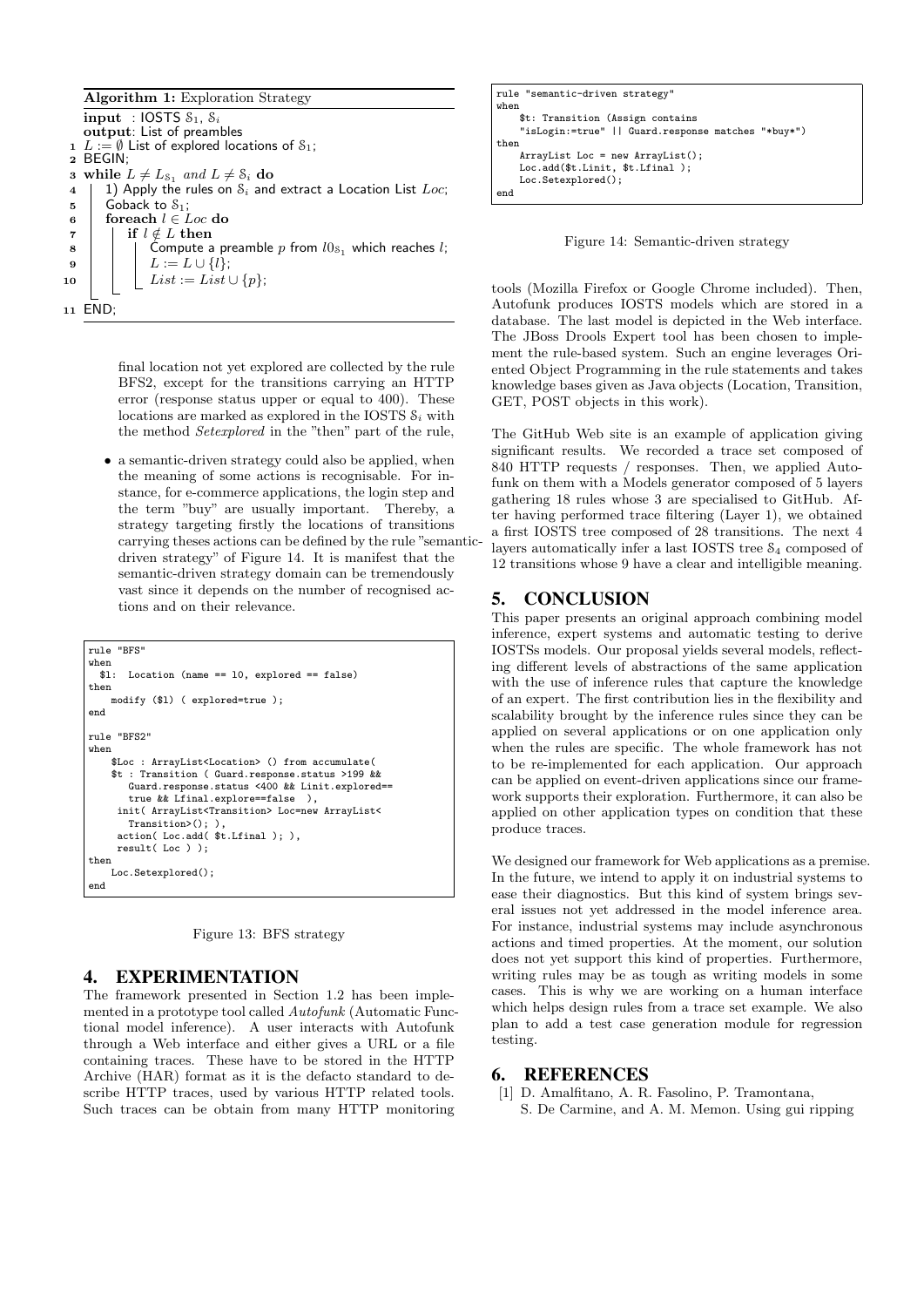**Algorithm 1:** Exploration Strategy

**input** : IOSTS $\mathcal{S}_1$, $\mathcal{S}_i$
**output**: List of preambles

1. $L := \emptyset$ List of explored locations of $\mathcal{S}_1$;
2. BEGIN;
3. **while** $L \neq L_{\mathcal{S}_1}$ *and* $L \neq \mathcal{S}_i$ **do**
4. &nbsp;&nbsp;&nbsp;&nbsp;1) Apply the rules on $\mathcal{S}_i$ and extract a Location List $Loc$;
5. &nbsp;&nbsp;&nbsp;&nbsp;Goback to $\mathcal{S}_1$;
6. &nbsp;&nbsp;&nbsp;&nbsp;**foreach** $l \in Loc$ **do**
7. &nbsp;&nbsp;&nbsp;&nbsp;&nbsp;&nbsp;&nbsp;&nbsp;**if** $l \notin L$ **then**
8. &nbsp;&nbsp;&nbsp;&nbsp;&nbsp;&nbsp;&nbsp;&nbsp;&nbsp;&nbsp;&nbsp;&nbsp;Compute a preamble $p$ from $l0_{\mathcal{S}_1}$ which reaches $l$;
9. &nbsp;&nbsp;&nbsp;&nbsp;&nbsp;&nbsp;&nbsp;&nbsp;&nbsp;&nbsp;&nbsp;&nbsp;$L := L \cup \{l\}$;
10. &nbsp;&nbsp;&nbsp;&nbsp;&nbsp;&nbsp;&nbsp;&nbsp;&nbsp;&nbsp;&nbsp;&nbsp;$List := List \cup \{p\}$;
11. END;

final location not yet explored are collected by the rule BFS2, except for the transitions carrying an HTTP error (response status upper or equal to 400). These locations are marked as explored in the IOSTS $\mathcal{S}_i$ with the method *Setexplored* in the "then" part of the rule,

- a semantic-driven strategy could also be applied, when the meaning of some actions is recognisable. For instance, for e-commerce applications, the login step and the term "buy" are usually important. Thereby, a strategy targeting firstly the locations of transitions carrying theses actions can be defined by the rule "semantic-driven strategy" of Figure 14. It is manifest that the semantic-driven strategy domain can be tremendously vast since it depends on the number of recognised actions and on their relevance.

```
rule "BFS"
when
  $l:  Location (name == l0, explored == false)
then
    modify ($l) ( explored=true );
end

rule "BFS2"
when
    $Loc : ArrayList<Location> () from accumulate(
    $t : Transition ( Guard.response.status >199 &&
       Guard.response.status <400 && Linit.explored==
       true && Lfinal.explore==false  ),
     init( ArrayList<Transition> Loc=new ArrayList<
       Transition>(); ),
     action( Loc.add( $t.Lfinal ); ),
     result( Loc ) );
then
    Loc.Setexplored();
end
```

Figure 13: BFS strategy

```
rule "semantic-driven strategy"
when
    $t: Transition (Assign contains
    "isLogin:=true" || Guard.response matches "*buy*")
then
    ArrayList Loc = new ArrayList();
    Loc.add($t.Linit, $t.Lfinal );
    Loc.Setexplored();
end
```

Figure 14: Semantic-driven strategy

## 4. EXPERIMENTATION

The framework presented in Section 1.2 has been implemented in a prototype tool called *Autofunk* (Automatic Functional model inference). A user interacts with Autofunk through a Web interface and either gives a URL or a file containing traces. These have to be stored in the HTTP Archive (HAR) format as it is the defacto standard to describe HTTP traces, used by various HTTP related tools. Such traces can be obtain from many HTTP monitoring tools (Mozilla Firefox or Google Chrome included). Then, Autofunk produces IOSTS models which are stored in a database. The last model is depicted in the Web interface. The JBoss Drools Expert tool has been chosen to implement the rule-based system. Such an engine leverages Oriented Object Programming in the rule statements and takes knowledge bases given as Java objects (Location, Transition, GET, POST objects in this work).

The GitHub Web site is an example of application giving significant results. We recorded a trace set composed of 840 HTTP requests / responses. Then, we applied Autofunk on them with a Models generator composed of 5 layers gathering 18 rules whose 3 are specialised to GitHub. After having performed trace filtering (Layer 1), we obtained a first IOSTS tree composed of 28 transitions. The next 4 layers automatically infer a last IOSTS tree $\mathcal{S}_4$ composed of 12 transitions whose 9 have a clear and intelligible meaning.

## 5. CONCLUSION

This paper presents an original approach combining model inference, expert systems and automatic testing to derive IOSTSs models. Our proposal yields several models, reflecting different levels of abstractions of the same application with the use of inference rules that capture the knowledge of an expert. The first contribution lies in the flexibility and scalability brought by the inference rules since they can be applied on several applications or on one application only when the rules are specific. The whole framework has not to be re-implemented for each application. Our approach can be applied on event-driven applications since our framework supports their exploration. Furthermore, it can also be applied on other application types on condition that these produce traces.

We designed our framework for Web applications as a premise. In the future, we intend to apply it on industrial systems to ease their diagnostics. But this kind of system brings several issues not yet addressed in the model inference area. For instance, industrial systems may include asynchronous actions and timed properties. At the moment, our solution does not yet support this kind of properties. Furthermore, writing rules may be as tough as writing models in some cases. This is why we are working on a human interface which helps design rules from a trace set example. We also plan to add a test case generation module for regression testing.

## 6. REFERENCES

[1] D. Amalfitano, A. R. Fasolino, P. Tramontana, S. De Carmine, and A. M. Memon. Using gui ripping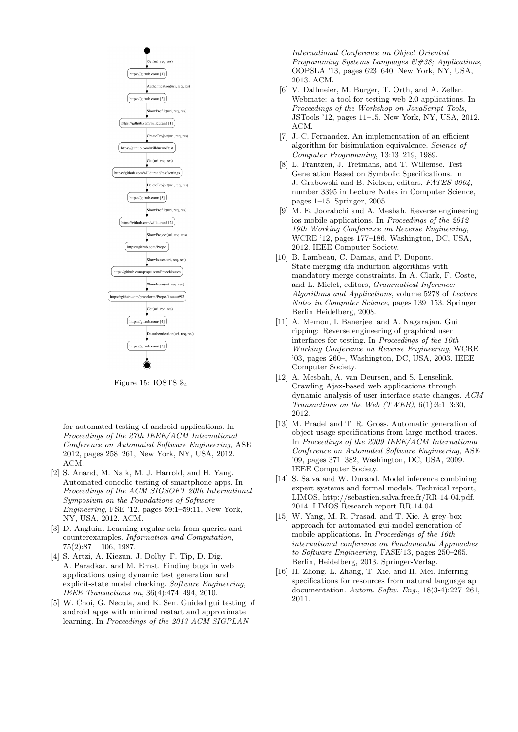Get(uri, req, res)

https://github.com/ [1]

Authentication(uri, req, res)

https://github.com/ [2]

ShowProfile(uri, req, res)

https://github.com/willdurand [1]

CreateProject(uri, req, res)

https://github.com/willdurand/test

Get(uri, req, res)

https://github.com/willdurand/test/settings

DeleteProject(uri, req, res)

https://github.com/ [3]

ShowProfile(uri, req, res)

https://github.com/willdurand [2]

ShowProject(uri, req, res)

https://github.com/Propel

ShowIssues(uri, req, res)

https://github.com/propelorm/Propel/issues

ShowIssue(uri, req, res)

https://github.com/propelorm/Propel/issues/692

Get(uri, req, res)

https://github.com/ [4]

Deauthentication(uri, req, res)

https://github.com/ [5]

Figure 15: IOSTS $\mathcal{S}_4$

for automated testing of android applications. In *Proceedings of the 27th IEEE/ACM International Conference on Automated Software Engineering*, ASE 2012, pages 258–261, New York, NY, USA, 2012. ACM.

[2] S. Anand, M. Naik, M. J. Harrold, and H. Yang. Automated concolic testing of smartphone apps. In *Proceedings of the ACM SIGSOFT 20th International Symposium on the Foundations of Software Engineering*, FSE '12, pages 59:1–59:11, New York, NY, USA, 2012. ACM.

[3] D. Angluin. Learning regular sets from queries and counterexamples. *Information and Computation*, 75(2):87 – 106, 1987.

[4] S. Artzi, A. Kiezun, J. Dolby, F. Tip, D. Dig, A. Paradkar, and M. Ernst. Finding bugs in web applications using dynamic test generation and explicit-state model checking. *Software Engineering, IEEE Transactions on*, 36(4):474–494, 2010.

[5] W. Choi, G. Necula, and K. Sen. Guided gui testing of android apps with minimal restart and approximate learning. In *Proceedings of the 2013 ACM SIGPLAN International Conference on Object Oriented Programming Systems Languages &#38; Applications*, OOPSLA '13, pages 623–640, New York, NY, USA, 2013. ACM.

[6] V. Dallmeier, M. Burger, T. Orth, and A. Zeller. Webmate: a tool for testing web 2.0 applications. In *Proceedings of the Workshop on JavaScript Tools*, JSTools '12, pages 11–15, New York, NY, USA, 2012. ACM.

[7] J.-C. Fernandez. An implementation of an efficient algorithm for bisimulation equivalence. *Science of Computer Programming*, 13:13–219, 1989.

[8] L. Frantzen, J. Tretmans, and T. Willemse. Test Generation Based on Symbolic Specifications. In J. Grabowski and B. Nielsen, editors, *FATES 2004*, number 3395 in Lecture Notes in Computer Science, pages 1–15. Springer, 2005.

[9] M. E. Joorabchi and A. Mesbah. Reverse engineering ios mobile applications. In *Proceedings of the 2012 19th Working Conference on Reverse Engineering*, WCRE '12, pages 177–186, Washington, DC, USA, 2012. IEEE Computer Society.

[10] B. Lambeau, C. Damas, and P. Dupont. State-merging dfa induction algorithms with mandatory merge constraints. In A. Clark, F. Coste, and L. Miclet, editors, *Grammatical Inference: Algorithms and Applications*, volume 5278 of *Lecture Notes in Computer Science*, pages 139–153. Springer Berlin Heidelberg, 2008.

[11] A. Memon, I. Banerjee, and A. Nagarajan. Gui ripping: Reverse engineering of graphical user interfaces for testing. In *Proceedings of the 10th Working Conference on Reverse Engineering*, WCRE '03, pages 260–, Washington, DC, USA, 2003. IEEE Computer Society.

[12] A. Mesbah, A. van Deursen, and S. Lenselink. Crawling Ajax-based web applications through dynamic analysis of user interface state changes. *ACM Transactions on the Web (TWEB)*, 6(1):3:1–3:30, 2012.

[13] M. Pradel and T. R. Gross. Automatic generation of object usage specifications from large method traces. In *Proceedings of the 2009 IEEE/ACM International Conference on Automated Software Engineering*, ASE '09, pages 371–382, Washington, DC, USA, 2009. IEEE Computer Society.

[14] S. Salva and W. Durand. Model inference combining expert systems and formal models. Technical report, LIMOS, http://sebastien.salva.free.fr/RR-14-04.pdf, 2014. LIMOS Research report RR-14-04.

[15] W. Yang, M. R. Prasad, and T. Xie. A grey-box approach for automated gui-model generation of mobile applications. In *Proceedings of the 16th international conference on Fundamental Approaches to Software Engineering*, FASE'13, pages 250–265, Berlin, Heidelberg, 2013. Springer-Verlag.

[16] H. Zhong, L. Zhang, T. Xie, and H. Mei. Inferring specifications for resources from natural language api documentation. *Autom. Softw. Eng.*, 18(3-4):227–261, 2011.